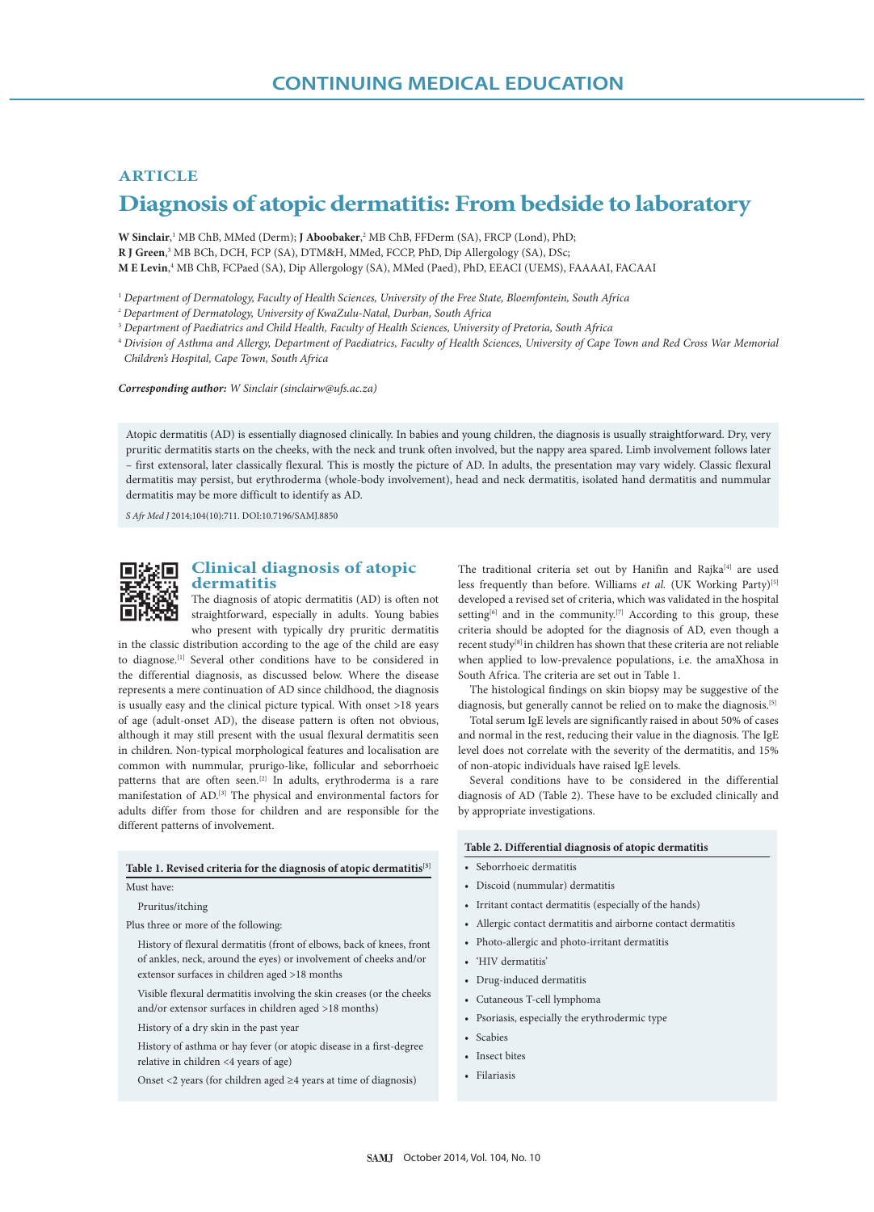CONTINUING MEDICAL EDUCATION

ARTICLE

# Diagnosis of atopic dermatitis: From bedside to laboratory

**W Sinclair**,[1] MB ChB, MMed (Derm); **J Aboobaker**,[2] MB ChB, FFDerm (SA), FRCP (Lond), PhD;
**R J Green**,[3] MB BCh, DCH, FCP (SA), DTM&H, MMed, FCCP, PhD, Dip Allergology (SA), DSc;
**M E Levin**,[4] MB ChB, FCPaed (SA), Dip Allergology (SA), MMed (Paed), PhD, EEACI (UEMS), FAAAAI, FACAAI

[1] *Department of Dermatology, Faculty of Health Sciences, University of the Free State, Bloemfontein, South Africa*
[2] *Department of Dermatology, University of KwaZulu-Natal, Durban, South Africa*
[3] *Department of Paediatrics and Child Health, Faculty of Health Sciences, University of Pretoria, South Africa*
[4] *Division of Asthma and Allergy, Department of Paediatrics, Faculty of Health Sciences, University of Cape Town and Red Cross War Memorial Children's Hospital, Cape Town, South Africa*

***Corresponding author:*** *W Sinclair (sinclairw@ufs.ac.za)*

Atopic dermatitis (AD) is essentially diagnosed clinically. In babies and young children, the diagnosis is usually straightforward. Dry, very pruritic dermatitis starts on the cheeks, with the neck and trunk often involved, but the nappy area spared. Limb involvement follows later – first extensoral, later classically flexural. This is mostly the picture of AD. In adults, the presentation may vary widely. Classic flexural dermatitis may persist, but erythroderma (whole-body involvement), head and neck dermatitis, isolated hand dermatitis and nummular dermatitis may be more difficult to identify as AD.

*S Afr Med J* 2014;104(10):711. DOI:10.7196/SAMJ.8850

## Clinical diagnosis of atopic dermatitis

The diagnosis of atopic dermatitis (AD) is often not straightforward, especially in adults. Young babies who present with typically dry pruritic dermatitis in the classic distribution according to the age of the child are easy to diagnose.[1] Several other conditions have to be considered in the differential diagnosis, as discussed below. Where the disease represents a mere continuation of AD since childhood, the diagnosis is usually easy and the clinical picture typical. With onset >18 years of age (adult-onset AD), the disease pattern is often not obvious, although it may still present with the usual flexural dermatitis seen in children. Non-typical morphological features and localisation are common with nummular, prurigo-like, follicular and seborrhoeic patterns that are often seen.[2] In adults, erythroderma is a rare manifestation of AD.[3] The physical and environmental factors for adults differ from those for children and are responsible for the different patterns of involvement.

**Table 1. Revised criteria for the diagnosis of atopic dermatitis[5]**

Must have:

- Pruritus/itching

Plus three or more of the following:

- History of flexural dermatitis (front of elbows, back of knees, front of ankles, neck, around the eyes) or involvement of cheeks and/or extensor surfaces in children aged >18 months
- Visible flexural dermatitis involving the skin creases (or the cheeks and/or extensor surfaces in children aged >18 months)
- History of a dry skin in the past year
- History of asthma or hay fever (or atopic disease in a first-degree relative in children <4 years of age)
- Onset <2 years (for children aged ≥4 years at time of diagnosis)

The traditional criteria set out by Hanifin and Rajka[4] are used less frequently than before. Williams *et al.* (UK Working Party)[5] developed a revised set of criteria, which was validated in the hospital setting[6] and in the community.[7] According to this group, these criteria should be adopted for the diagnosis of AD, even though a recent study[8] in children has shown that these criteria are not reliable when applied to low-prevalence populations, i.e. the amaXhosa in South Africa. The criteria are set out in Table 1.

The histological findings on skin biopsy may be suggestive of the diagnosis, but generally cannot be relied on to make the diagnosis.[5]

Total serum IgE levels are significantly raised in about 50% of cases and normal in the rest, reducing their value in the diagnosis. The IgE level does not correlate with the severity of the dermatitis, and 15% of non-atopic individuals have raised IgE levels.

Several conditions have to be considered in the differential diagnosis of AD (Table 2). These have to be excluded clinically and by appropriate investigations.

**Table 2. Differential diagnosis of atopic dermatitis**

- Seborrhoeic dermatitis
- Discoid (nummular) dermatitis
- Irritant contact dermatitis (especially of the hands)
- Allergic contact dermatitis and airborne contact dermatitis
- Photo-allergic and photo-irritant dermatitis
- 'HIV dermatitis'
- Drug-induced dermatitis
- Cutaneous T-cell lymphoma
- Psoriasis, especially the erythrodermic type
- Scabies
- Insect bites
- Filariasis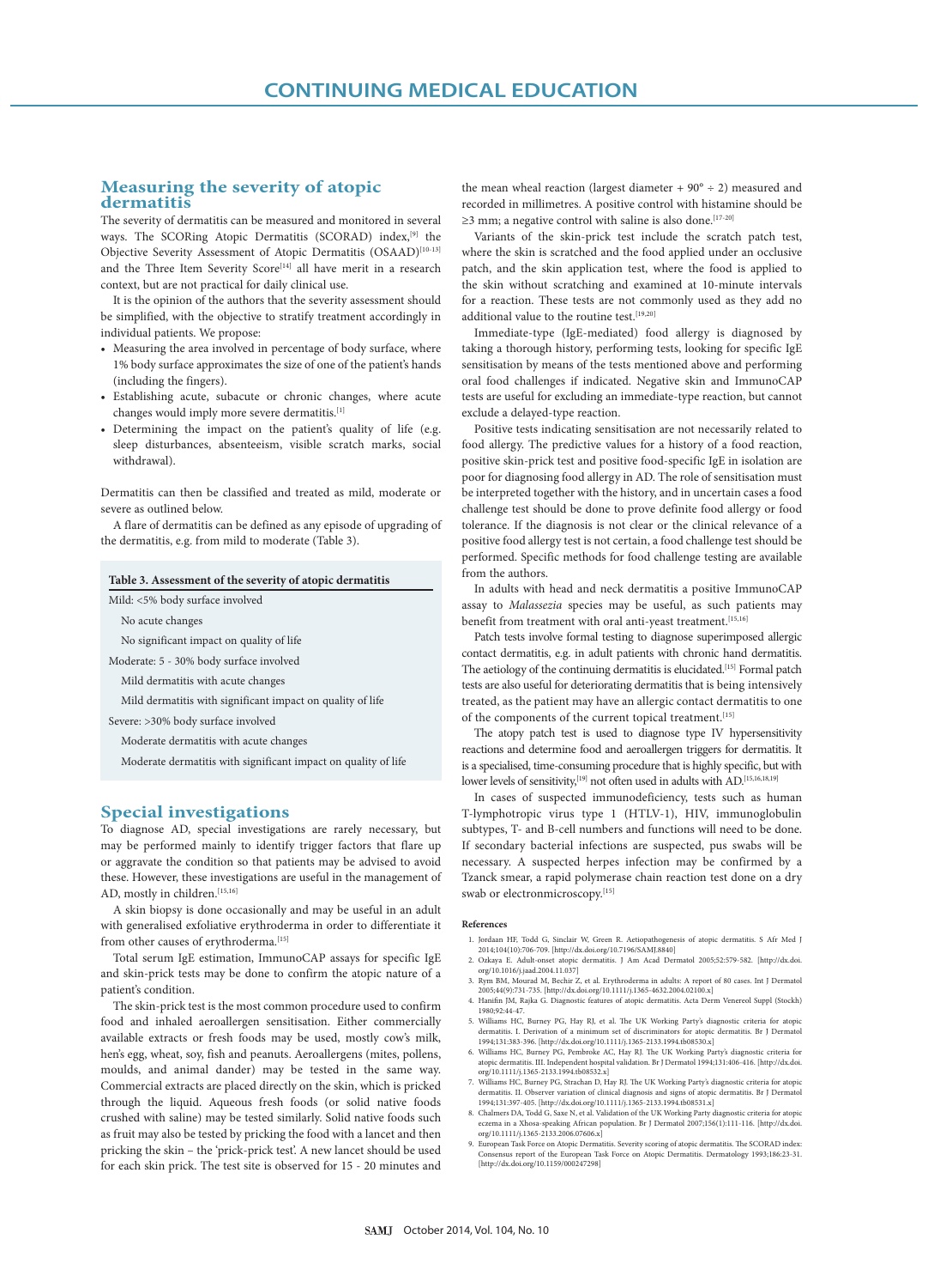## Measuring the severity of atopic dermatitis

The severity of dermatitis can be measured and monitored in several ways. The SCORing Atopic Dermatitis (SCORAD) index,[9] the Objective Severity Assessment of Atopic Dermatitis (OSAAD)[10-13] and the Three Item Severity Score[14] all have merit in a research context, but are not practical for daily clinical use.

It is the opinion of the authors that the severity assessment should be simplified, with the objective to stratify treatment accordingly in individual patients. We propose:

- Measuring the area involved in percentage of body surface, where 1% body surface approximates the size of one of the patient's hands (including the fingers).
- Establishing acute, subacute or chronic changes, where acute changes would imply more severe dermatitis.[1]
- Determining the impact on the patient's quality of life (e.g. sleep disturbances, absenteeism, visible scratch marks, social withdrawal).

Dermatitis can then be classified and treated as mild, moderate or severe as outlined below.

A flare of dermatitis can be defined as any episode of upgrading of the dermatitis, e.g. from mild to moderate (Table 3).

| Table 3. Assessment of the severity of atopic dermatitis |
|---|
| Mild: <5% body surface involved |
| No acute changes |
| No significant impact on quality of life |
| Moderate: 5 - 30% body surface involved |
| Mild dermatitis with acute changes |
| Mild dermatitis with significant impact on quality of life |
| Severe: >30% body surface involved |
| Moderate dermatitis with acute changes |
| Moderate dermatitis with significant impact on quality of life |

## Special investigations

To diagnose AD, special investigations are rarely necessary, but may be performed mainly to identify trigger factors that flare up or aggravate the condition so that patients may be advised to avoid these. However, these investigations are useful in the management of AD, mostly in children.[15,16]

A skin biopsy is done occasionally and may be useful in an adult with generalised exfoliative erythroderma in order to differentiate it from other causes of erythroderma.[15]

Total serum IgE estimation, ImmunoCAP assays for specific IgE and skin-prick tests may be done to confirm the atopic nature of a patient's condition.

The skin-prick test is the most common procedure used to confirm food and inhaled aeroallergen sensitisation. Either commercially available extracts or fresh foods may be used, mostly cow's milk, hen's egg, wheat, soy, fish and peanuts. Aeroallergens (mites, pollens, moulds, and animal dander) may be tested in the same way. Commercial extracts are placed directly on the skin, which is pricked through the liquid. Aqueous fresh foods (or solid native foods crushed with saline) may be tested similarly. Solid native foods such as fruit may also be tested by pricking the food with a lancet and then pricking the skin – the 'prick-prick test'. A new lancet should be used for each skin prick. The test site is observed for 15 - 20 minutes and the mean wheal reaction (largest diameter + 90° ÷ 2) measured and recorded in millimetres. A positive control with histamine should be ≥3 mm; a negative control with saline is also done.[17-20]

Variants of the skin-prick test include the scratch patch test, where the skin is scratched and the food applied under an occlusive patch, and the skin application test, where the food is applied to the skin without scratching and examined at 10-minute intervals for a reaction. These tests are not commonly used as they add no additional value to the routine test.[19,20]

Immediate-type (IgE-mediated) food allergy is diagnosed by taking a thorough history, performing tests, looking for specific IgE sensitisation by means of the tests mentioned above and performing oral food challenges if indicated. Negative skin and ImmunoCAP tests are useful for excluding an immediate-type reaction, but cannot exclude a delayed-type reaction.

Positive tests indicating sensitisation are not necessarily related to food allergy. The predictive values for a history of a food reaction, positive skin-prick test and positive food-specific IgE in isolation are poor for diagnosing food allergy in AD. The role of sensitisation must be interpreted together with the history, and in uncertain cases a food challenge test should be done to prove definite food allergy or food tolerance. If the diagnosis is not clear or the clinical relevance of a positive food allergy test is not certain, a food challenge test should be performed. Specific methods for food challenge testing are available from the authors.

In adults with head and neck dermatitis a positive ImmunoCAP assay to *Malassezia* species may be useful, as such patients may benefit from treatment with oral anti-yeast treatment.[15,16]

Patch tests involve formal testing to diagnose superimposed allergic contact dermatitis, e.g. in adult patients with chronic hand dermatitis. The aetiology of the continuing dermatitis is elucidated.[15] Formal patch tests are also useful for deteriorating dermatitis that is being intensively treated, as the patient may have an allergic contact dermatitis to one of the components of the current topical treatment.[15]

The atopy patch test is used to diagnose type IV hypersensitivity reactions and determine food and aeroallergen triggers for dermatitis. It is a specialised, time-consuming procedure that is highly specific, but with lower levels of sensitivity,[19] not often used in adults with AD.[15,16,18,19]

In cases of suspected immunodeficiency, tests such as human T-lymphotropic virus type 1 (HTLV-1), HIV, immunoglobulin subtypes, T- and B-cell numbers and functions will need to be done. If secondary bacterial infections are suspected, pus swabs will be necessary. A suspected herpes infection may be confirmed by a Tzanck smear, a rapid polymerase chain reaction test done on a dry swab or electronmicroscopy.[15]

### References

1. Jordaan HF, Todd G, Sinclair W, Green R. Aetiopathogenesis of atopic dermatitis. S Afr Med J 2014;104(10):706-709. [http://dx.doi.org/10.7196/SAMJ.8840]
2. Ozkaya E. Adult-onset atopic dermatitis. J Am Acad Dermatol 2005;52:579-582. [http://dx.doi.org/10.1016/j.jaad.2004.11.037]
3. Rym BM, Mourad M, Bechir Z, et al. Erythroderma in adults: A report of 80 cases. Int J Dermatol 2005;44(9):731-735. [http://dx.doi.org/10.1111/j.1365-4632.2004.02100.x]
4. Hanifin JM, Rajka G. Diagnostic features of atopic dermatitis. Acta Derm Venereol Suppl (Stockh) 1980;92:44-47.
5. Williams HC, Burney PG, Hay RJ, et al. The UK Working Party's diagnostic criteria for atopic dermatitis. I. Derivation of a minimum set of discriminators for atopic dermatitis. Br J Dermatol 1994;131:383-396. [http://dx.doi.org/10.1111/j.1365-2133.1994.tb08530.x]
6. Williams HC, Burney PG, Pembroke AC, Hay RJ. The UK Working Party's diagnostic criteria for atopic dermatitis. III. Independent hospital validation. Br J Dermatol 1994;131:406-416. [http://dx.doi.org/10.1111/j.1365-2133.1994.tb08532.x]
7. Williams HC, Burney PG, Strachan D, Hay RJ. The UK Working Party's diagnostic criteria for atopic dermatitis. II. Observer variation of clinical diagnosis and signs of atopic dermatitis. Br J Dermatol 1994;131:397-405. [http://dx.doi.org/10.1111/j.1365-2133.1994.tb08531.x]
8. Chalmers DA, Todd G, Saxe N, et al. Validation of the UK Working Party diagnostic criteria for atopic eczema in a Xhosa-speaking African population. Br J Dermatol 2007;156(1):111-116. [http://dx.doi.org/10.1111/j.1365-2133.2006.07606.x]
9. European Task Force on Atopic Dermatitis. Severity scoring of atopic dermatitis. The SCORAD index: Consensus report of the European Task Force on Atopic Dermatitis. Dermatology 1993;186:23-31. [http://dx.doi.org/10.1159/000247298]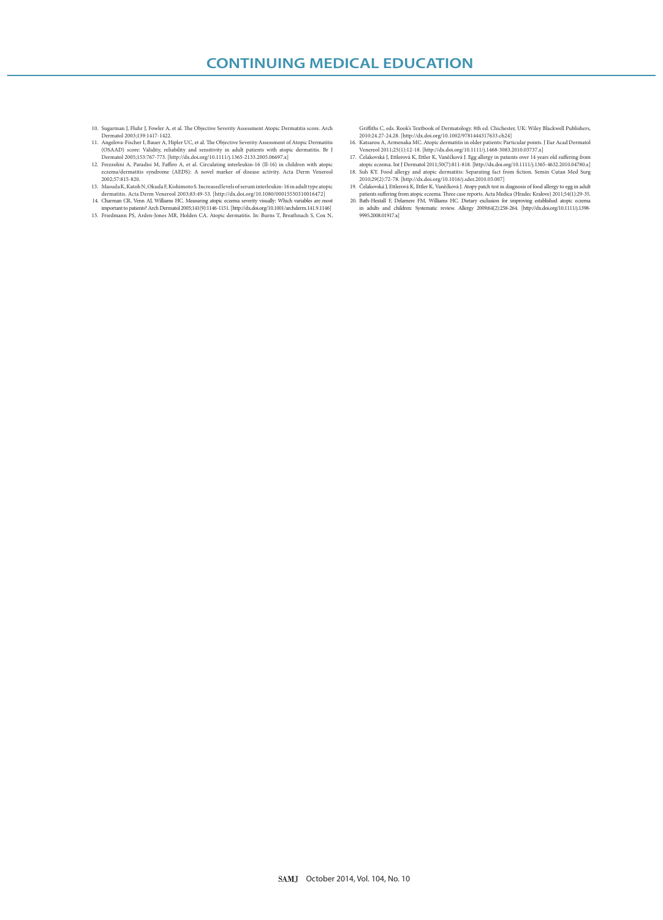10. Sugarman J, Fluhr J, Fowler A, et al. The Objective Severity Assessment Atopic Dermatitis score. Arch Dermatol 2003;139:1417-1422.
11. Angelova-Fischer I, Bauer A, Hipler UC, et al. The Objective Severity Assessment of Atopic Dermatitis (OSAAD) score: Validity, reliability and sensitivity in adult patients with atopic dermatitis. Br J Dermatol 2005;153:767-773. [http://dx.doi.org/10.1111/j.1365-2133.2005.06697.x]
12. Frezzolini A, Paradisi M, Faffiro A, et al. Circulating interleukin-16 (Il-16) in children with atopic eczema/dermatitis syndrome (AEDS): A novel marker of disease activity. Acta Derm Venereol 2002;57:815-820.
13. Masuda K, Katoh N, Okuda F, Kishimoto S. Increased levels of serum interleukin-16 in adult type atopic dermatitis. Acta Derm Venereol 2003;83:49-53. [http://dx.doi.org/10.1080/00015550310016472]
14. Charman CR, Venn AJ, Williams HC. Measuring atopic eczema severity visually: Which variables are most important to patients? Arch Dermatol 2005;141(9):1146-1151. [http://dx.doi.org/10.1001/archderm.141.9.1146]
15. Friedmann PS, Arden-Jones MR, Holden CA. Atopic dermatitis. In: Burns T, Breathnach S, Cox N, Griffiths C, eds. Rook's Textbook of Dermatology. 8th ed. Chichester, UK: Wiley Blackwell Publishers, 2010:24.27-24.28. [http://dx.doi.org/10.1002/9781444317633.ch24]
16. Katsarou A, Armenaka MC. Atopic dermatitis in older patients: Particular points. J Eur Acad Dermatol Venereol 2011;25(1):12-18. [http://dx.doi.org/10.1111/j.1468-3083.2010.03737.x]
17. Čelakovská J, Ettlerová K, Ettler K, Vaněčková J. Egg allergy in patients over 14 years old suffering from atopic eczema. Int J Dermatol 2011;50(7):811-818. [http://dx.doi.org/10.1111/j.1365-4632.2010.04780.x]
18. Suh KY. Food allergy and atopic dermatitis: Separating fact from fiction. Semin Cutan Med Surg 2010;29(2):72-78. [http://dx.doi.org/10.1016/j.sder.2010.03.007]
19. Čelakovská J, Ettlerová K, Ettler K, Vaněčková J. Atopy patch test in diagnosis of food allergy to egg in adult patients suffering from atopic eczema. Three case reports. Acta Medica (Hradec Kralove) 2011;54(1):29-35.
20. Bath-Hextall F, Delamere FM, Williams HC. Dietary exclusion for improving established atopic eczema in adults and children: Systematic review. Allergy 2009;64(2):258-264. [http://dx.doi.org/10.1111/j.1398-9995.2008.01917.x]